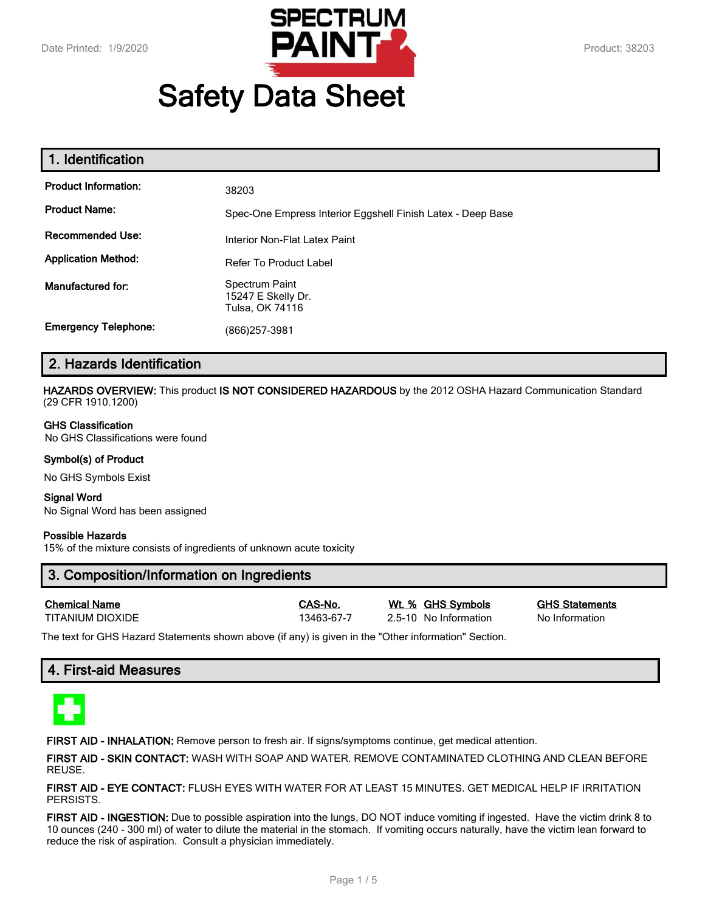Date Printed: 1/9/2020

Product: 38203

# Safety Data Sheet

## 1. Identification

**Product Information:** 38203

**Product Name:** Spec-One Empress Interior Eggshell Finish Latex - Deep Base

**Recommended Use:** Interior Non-Flat Latex Paint

**Application Method:** Refer To Product Label

**Manufactured for:** Spectrum Paint
15247 E Skelly Dr.
Tulsa, OK 74116

**Emergency Telephone:** (866)257-3981

## 2. Hazards Identification

**HAZARDS OVERVIEW:** This product **IS NOT CONSIDERED HAZARDOUS** by the 2012 OSHA Hazard Communication Standard (29 CFR 1910.1200)

**GHS Classification**
No GHS Classifications were found

**Symbol(s) of Product**

No GHS Symbols Exist

**Signal Word**
No Signal Word has been assigned

**Possible Hazards**
15% of the mixture consists of ingredients of unknown acute toxicity

## 3. Composition/Information on Ingredients

| Chemical Name | CAS-No. | Wt. % | GHS Symbols | GHS Statements |
|---|---|---|---|---|
| TITANIUM DIOXIDE | 13463-67-7 | 2.5-10 | No Information | No Information |

The text for GHS Hazard Statements shown above (if any) is given in the "Other information" Section.

## 4. First-aid Measures

**FIRST AID - INHALATION:** Remove person to fresh air. If signs/symptoms continue, get medical attention.

**FIRST AID - SKIN CONTACT:** WASH WITH SOAP AND WATER. REMOVE CONTAMINATED CLOTHING AND CLEAN BEFORE REUSE.

**FIRST AID - EYE CONTACT:** FLUSH EYES WITH WATER FOR AT LEAST 15 MINUTES. GET MEDICAL HELP IF IRRITATION PERSISTS.

**FIRST AID - INGESTION:** Due to possible aspiration into the lungs, DO NOT induce vomiting if ingested. Have the victim drink 8 to 10 ounces (240 - 300 ml) of water to dilute the material in the stomach. If vomiting occurs naturally, have the victim lean forward to reduce the risk of aspiration. Consult a physician immediately.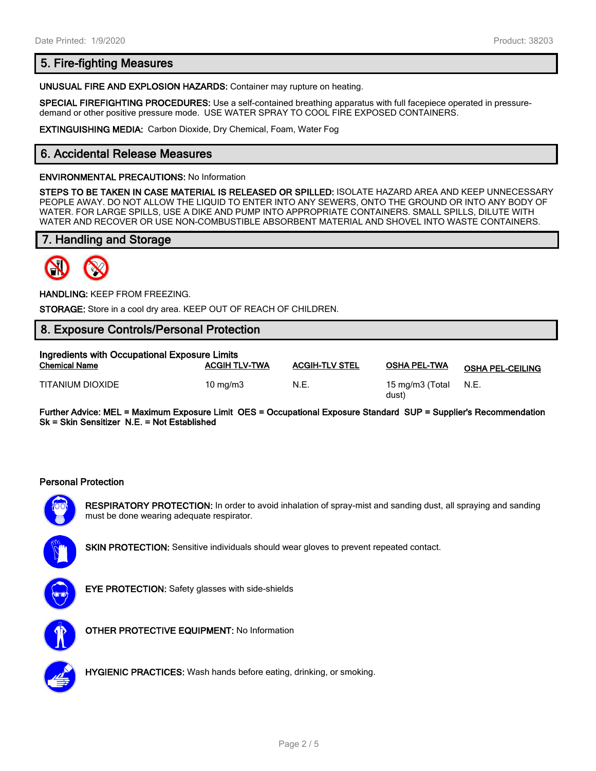## 5. Fire-fighting Measures

**UNUSUAL FIRE AND EXPLOSION HAZARDS:** Container may rupture on heating.

**SPECIAL FIREFIGHTING PROCEDURES:** Use a self-contained breathing apparatus with full facepiece operated in pressure-demand or other positive pressure mode. USE WATER SPRAY TO COOL FIRE EXPOSED CONTAINERS.

**EXTINGUISHING MEDIA:** Carbon Dioxide, Dry Chemical, Foam, Water Fog

## 6. Accidental Release Measures

**ENVIRONMENTAL PRECAUTIONS:** No Information

**STEPS TO BE TAKEN IN CASE MATERIAL IS RELEASED OR SPILLED:** ISOLATE HAZARD AREA AND KEEP UNNECESSARY PEOPLE AWAY. DO NOT ALLOW THE LIQUID TO ENTER INTO ANY SEWERS, ONTO THE GROUND OR INTO ANY BODY OF WATER. FOR LARGE SPILLS, USE A DIKE AND PUMP INTO APPROPRIATE CONTAINERS. SMALL SPILLS, DILUTE WITH WATER AND RECOVER OR USE NON-COMBUSTIBLE ABSORBENT MATERIAL AND SHOVEL INTO WASTE CONTAINERS.

## 7. Handling and Storage

**HANDLING:** KEEP FROM FREEZING.

**STORAGE:** Store in a cool dry area. KEEP OUT OF REACH OF CHILDREN.

## 8. Exposure Controls/Personal Protection

**Ingredients with Occupational Exposure Limits**

| Chemical Name | ACGIH TLV-TWA | ACGIH-TLV STEL | OSHA PEL-TWA | OSHA PEL-CEILING |
|---|---|---|---|---|
| TITANIUM DIOXIDE | 10 mg/m3 | N.E. | 15 mg/m3 (Total dust) | N.E. |

**Further Advice: MEL = Maximum Exposure Limit OES = Occupational Exposure Standard SUP = Supplier's Recommendation Sk = Skin Sensitizer N.E. = Not Established**

**Personal Protection**

**RESPIRATORY PROTECTION:** In order to avoid inhalation of spray-mist and sanding dust, all spraying and sanding must be done wearing adequate respirator.

**SKIN PROTECTION:** Sensitive individuals should wear gloves to prevent repeated contact.

**EYE PROTECTION:** Safety glasses with side-shields

**OTHER PROTECTIVE EQUIPMENT:** No Information

**HYGIENIC PRACTICES:** Wash hands before eating, drinking, or smoking.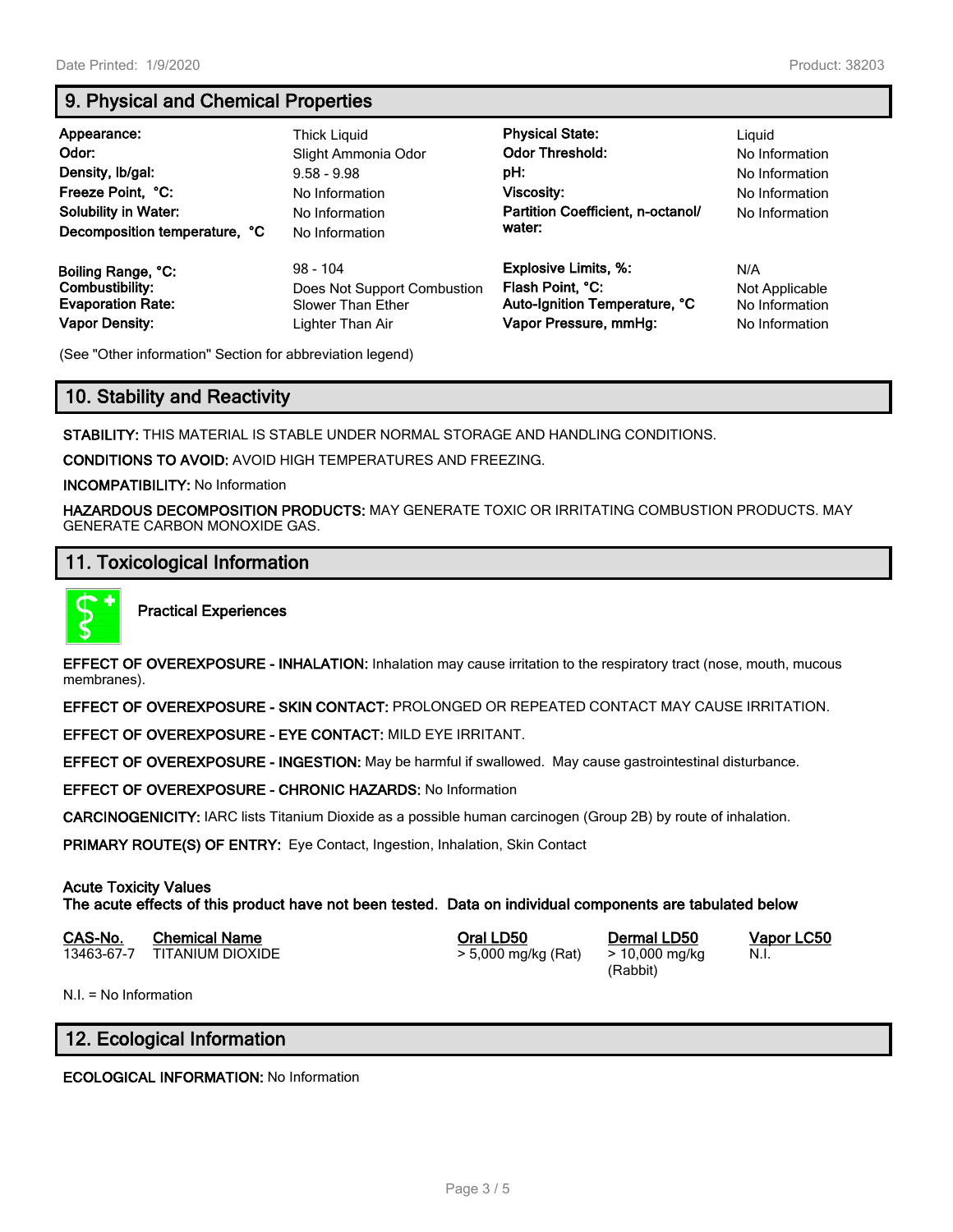## 9. Physical and Chemical Properties

| | | | |
|---|---|---|---|
| **Appearance:** | Thick Liquid | **Physical State:** | Liquid |
| **Odor:** | Slight Ammonia Odor | **Odor Threshold:** | No Information |
| **Density, lb/gal:** | 9.58 - 9.98 | **pH:** | No Information |
| **Freeze Point, °C:** | No Information | **Viscosity:** | No Information |
| **Solubility in Water:** | No Information | **Partition Coefficient, n-octanol/ water:** | No Information |
| **Decomposition temperature, °C** | No Information | | |
| **Boiling Range, °C:** | 98 - 104 | **Explosive Limits, %:** | N/A |
| **Combustibility:** | Does Not Support Combustion | **Flash Point, °C:** | Not Applicable |
| **Evaporation Rate:** | Slower Than Ether | **Auto-Ignition Temperature, °C** | No Information |
| **Vapor Density:** | Lighter Than Air | **Vapor Pressure, mmHg:** | No Information |

(See "Other information" Section for abbreviation legend)

## 10. Stability and Reactivity

**STABILITY:** THIS MATERIAL IS STABLE UNDER NORMAL STORAGE AND HANDLING CONDITIONS.

**CONDITIONS TO AVOID:** AVOID HIGH TEMPERATURES AND FREEZING.

**INCOMPATIBILITY:** No Information

**HAZARDOUS DECOMPOSITION PRODUCTS:** MAY GENERATE TOXIC OR IRRITATING COMBUSTION PRODUCTS. MAY GENERATE CARBON MONOXIDE GAS.

## 11. Toxicological Information

**Practical Experiences**

**EFFECT OF OVEREXPOSURE - INHALATION:** Inhalation may cause irritation to the respiratory tract (nose, mouth, mucous membranes).

**EFFECT OF OVEREXPOSURE - SKIN CONTACT:** PROLONGED OR REPEATED CONTACT MAY CAUSE IRRITATION.

**EFFECT OF OVEREXPOSURE - EYE CONTACT:** MILD EYE IRRITANT.

**EFFECT OF OVEREXPOSURE - INGESTION:** May be harmful if swallowed. May cause gastrointestinal disturbance.

**EFFECT OF OVEREXPOSURE - CHRONIC HAZARDS:** No Information

**CARCINOGENICITY:** IARC lists Titanium Dioxide as a possible human carcinogen (Group 2B) by route of inhalation.

**PRIMARY ROUTE(S) OF ENTRY:** Eye Contact, Ingestion, Inhalation, Skin Contact

**Acute Toxicity Values**
**The acute effects of this product have not been tested. Data on individual components are tabulated below**

| CAS-No. | Chemical Name | Oral LD50 | Dermal LD50 | Vapor LC50 |
|---|---|---|---|---|
| 13463-67-7 | TITANIUM DIOXIDE | > 5,000 mg/kg (Rat) | > 10,000 mg/kg (Rabbit) | N.I. |

N.I. = No Information

## 12. Ecological Information

**ECOLOGICAL INFORMATION:** No Information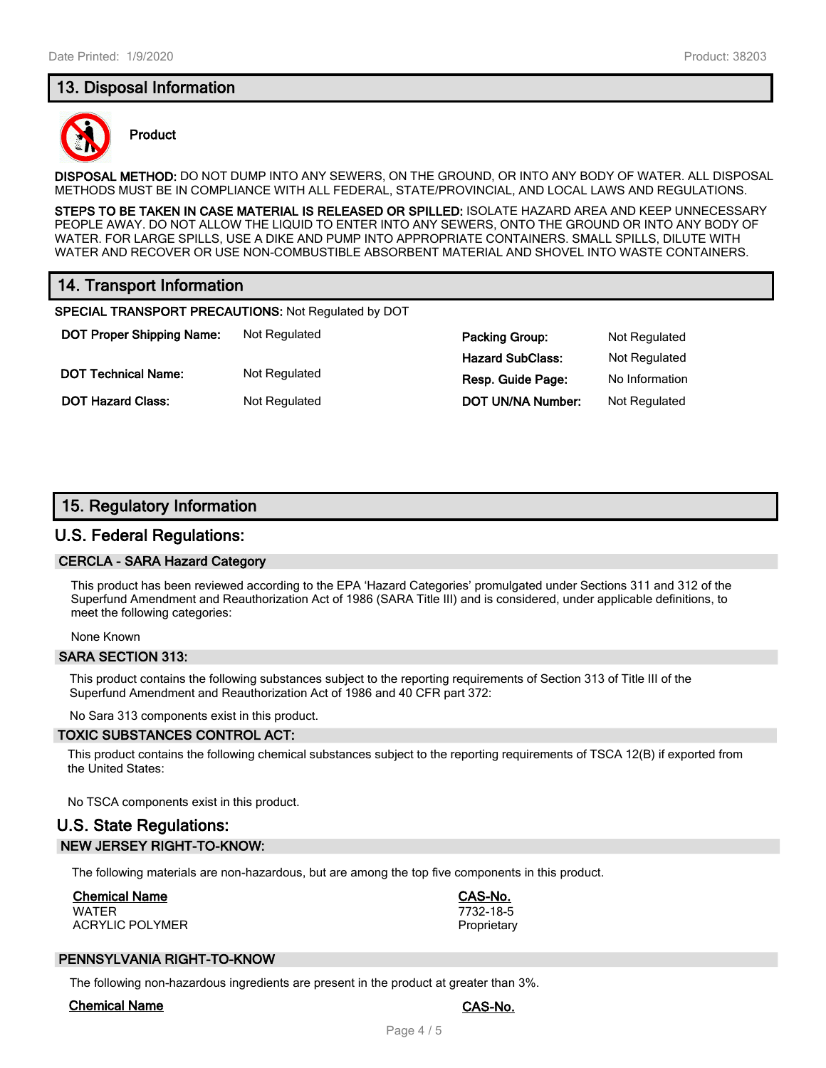## 13. Disposal Information

**Product**

**DISPOSAL METHOD:** DO NOT DUMP INTO ANY SEWERS, ON THE GROUND, OR INTO ANY BODY OF WATER. ALL DISPOSAL METHODS MUST BE IN COMPLIANCE WITH ALL FEDERAL, STATE/PROVINCIAL, AND LOCAL LAWS AND REGULATIONS.

**STEPS TO BE TAKEN IN CASE MATERIAL IS RELEASED OR SPILLED:** ISOLATE HAZARD AREA AND KEEP UNNECESSARY PEOPLE AWAY. DO NOT ALLOW THE LIQUID TO ENTER INTO ANY SEWERS, ONTO THE GROUND OR INTO ANY BODY OF WATER. FOR LARGE SPILLS, USE A DIKE AND PUMP INTO APPROPRIATE CONTAINERS. SMALL SPILLS, DILUTE WITH WATER AND RECOVER OR USE NON-COMBUSTIBLE ABSORBENT MATERIAL AND SHOVEL INTO WASTE CONTAINERS.

## 14. Transport Information

**SPECIAL TRANSPORT PRECAUTIONS:** Not Regulated by DOT

| | | | |
|---|---|---|---|
| **DOT Proper Shipping Name:** | Not Regulated | **Packing Group:** | Not Regulated |
| | | **Hazard SubClass:** | Not Regulated |
| **DOT Technical Name:** | Not Regulated | **Resp. Guide Page:** | No Information |
| **DOT Hazard Class:** | Not Regulated | **DOT UN/NA Number:** | Not Regulated |

## 15. Regulatory Information

### U.S. Federal Regulations:

**CERCLA - SARA Hazard Category**

This product has been reviewed according to the EPA 'Hazard Categories' promulgated under Sections 311 and 312 of the Superfund Amendment and Reauthorization Act of 1986 (SARA Title III) and is considered, under applicable definitions, to meet the following categories:

None Known

**SARA SECTION 313:**

This product contains the following substances subject to the reporting requirements of Section 313 of Title III of the Superfund Amendment and Reauthorization Act of 1986 and 40 CFR part 372:

No Sara 313 components exist in this product.

**TOXIC SUBSTANCES CONTROL ACT:**

This product contains the following chemical substances subject to the reporting requirements of TSCA 12(B) if exported from the United States:

No TSCA components exist in this product.

### U.S. State Regulations:

**NEW JERSEY RIGHT-TO-KNOW:**

The following materials are non-hazardous, but are among the top five components in this product.

| Chemical Name | CAS-No. |
|---|---|
| WATER | 7732-18-5 |
| ACRYLIC POLYMER | Proprietary |

**PENNSYLVANIA RIGHT-TO-KNOW**

The following non-hazardous ingredients are present in the product at greater than 3%.

| Chemical Name | CAS-No. |
|---|---|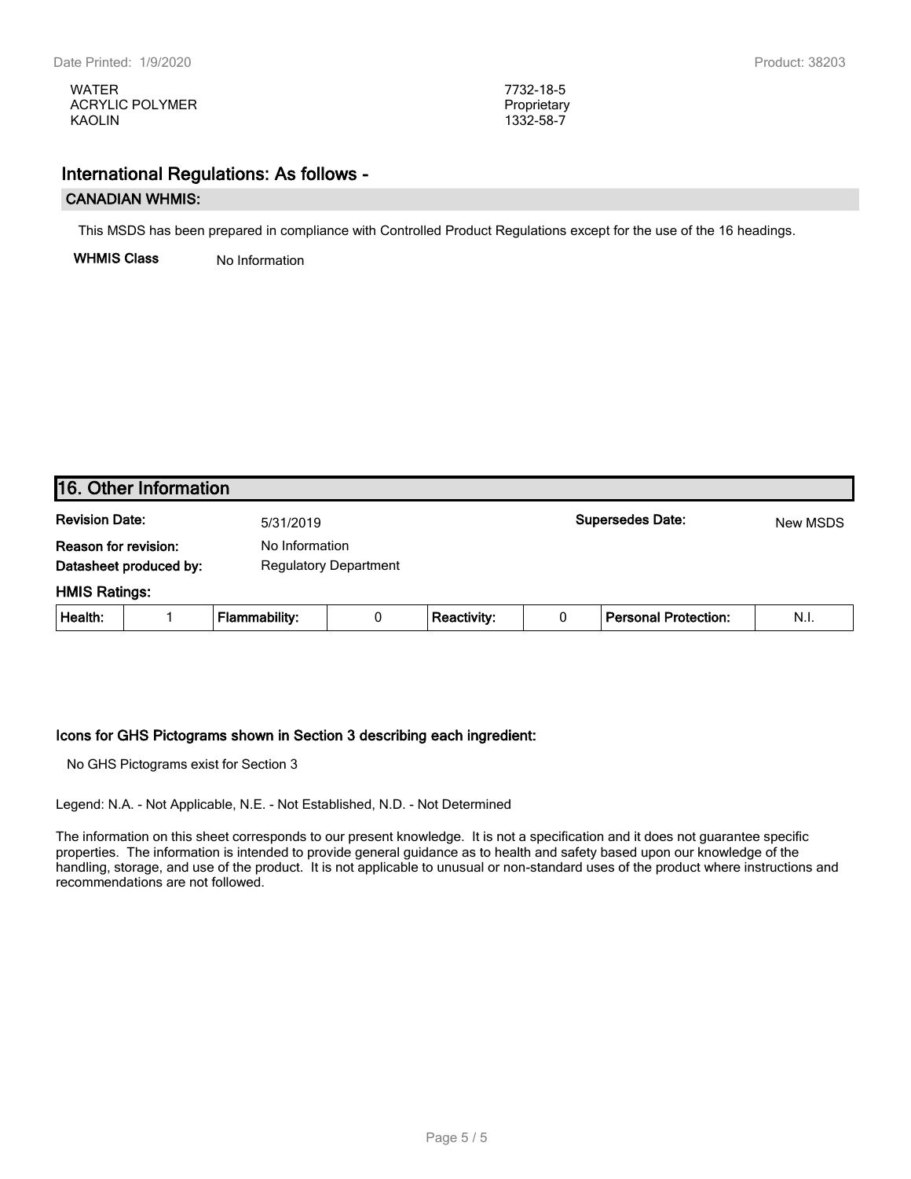| | |
|---|---|
| WATER | 7732-18-5 |
| ACRYLIC POLYMER | Proprietary |
| KAOLIN | 1332-58-7 |

## International Regulations: As follows -

### CANADIAN WHMIS:

This MSDS has been prepared in compliance with Controlled Product Regulations except for the use of the 16 headings.

**WHMIS Class** No Information

## 16. Other Information

**Revision Date:** 5/31/2019 **Supersedes Date:** New MSDS

**Reason for revision:** No Information

**Datasheet produced by:** Regulatory Department

**HMIS Ratings:**

| | | | | | | | |
|---|---|---|---|---|---|---|---|
| **Health:** | 1 | **Flammability:** | 0 | **Reactivity:** | 0 | **Personal Protection:** | N.I. |

**Icons for GHS Pictograms shown in Section 3 describing each ingredient:**

No GHS Pictograms exist for Section 3

Legend: N.A. - Not Applicable, N.E. - Not Established, N.D. - Not Determined

The information on this sheet corresponds to our present knowledge. It is not a specification and it does not guarantee specific properties. The information is intended to provide general guidance as to health and safety based upon our knowledge of the handling, storage, and use of the product. It is not applicable to unusual or non-standard uses of the product where instructions and recommendations are not followed.